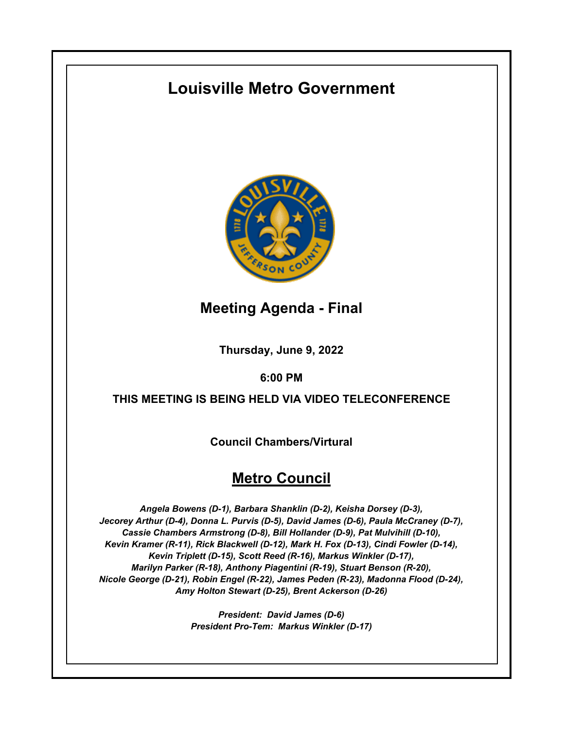# Louisville Metro Government

## Meeting Agenda - Final

**Thursday, June 9, 2022**

**6:00 PM**

**THIS MEETING IS BEING HELD VIA VIDEO TELECONFERENCE**

**Council Chambers/Virtural**

## Metro Council

*Angela Bowens (D-1), Barbara Shanklin (D-2), Keisha Dorsey (D-3), Jecorey Arthur (D-4), Donna L. Purvis (D-5), David James (D-6), Paula McCraney (D-7), Cassie Chambers Armstrong (D-8), Bill Hollander (D-9), Pat Mulvihill (D-10), Kevin Kramer (R-11), Rick Blackwell (D-12), Mark H. Fox (D-13), Cindi Fowler (D-14), Kevin Triplett (D-15), Scott Reed (R-16), Markus Winkler (D-17), Marilyn Parker (R-18), Anthony Piagentini (R-19), Stuart Benson (R-20), Nicole George (D-21), Robin Engel (R-22), James Peden (R-23), Madonna Flood (D-24), Amy Holton Stewart (D-25), Brent Ackerson (D-26)*

*President: David James (D-6)*
*President Pro-Tem: Markus Winkler (D-17)*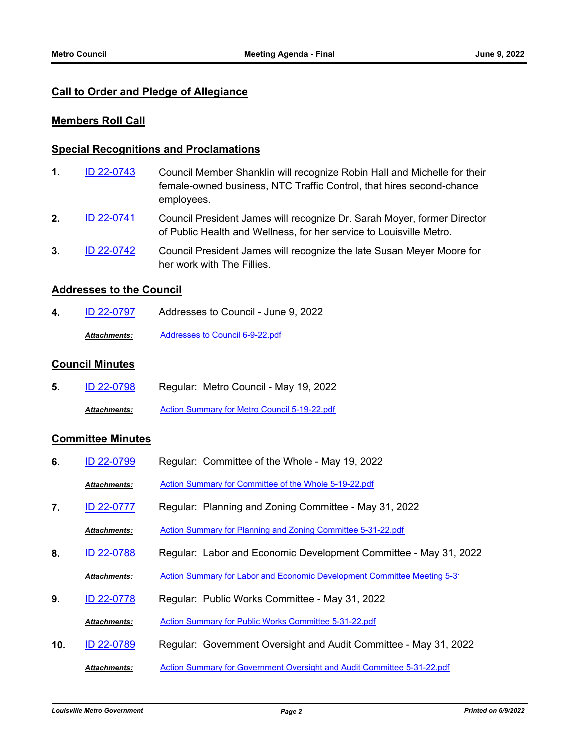## Call to Order and Pledge of Allegiance

## Members Roll Call

## Special Recognitions and Proclamations

1. ID 22-0743 Council Member Shanklin will recognize Robin Hall and Michelle for their female-owned business, NTC Traffic Control, that hires second-chance employees.

2. ID 22-0741 Council President James will recognize Dr. Sarah Moyer, former Director of Public Health and Wellness, for her service to Louisville Metro.

3. ID 22-0742 Council President James will recognize the late Susan Meyer Moore for her work with The Fillies.

## Addresses to the Council

4. ID 22-0797 Addresses to Council - June 9, 2022

   ***Attachments:*** Addresses to Council 6-9-22.pdf

## Council Minutes

5. ID 22-0798 Regular: Metro Council - May 19, 2022

   ***Attachments:*** Action Summary for Metro Council 5-19-22.pdf

## Committee Minutes

6. ID 22-0799 Regular: Committee of the Whole - May 19, 2022

   ***Attachments:*** Action Summary for Committee of the Whole 5-19-22.pdf

7. ID 22-0777 Regular: Planning and Zoning Committee - May 31, 2022

   ***Attachments:*** Action Summary for Planning and Zoning Committee 5-31-22.pdf

8. ID 22-0788 Regular: Labor and Economic Development Committee - May 31, 2022

   ***Attachments:*** Action Summary for Labor and Economic Development Committee Meeting 5-3

9. ID 22-0778 Regular: Public Works Committee - May 31, 2022

   ***Attachments:*** Action Summary for Public Works Committee 5-31-22.pdf

10. ID 22-0789 Regular: Government Oversight and Audit Committee - May 31, 2022

    ***Attachments:*** Action Summary for Government Oversight and Audit Committee 5-31-22.pdf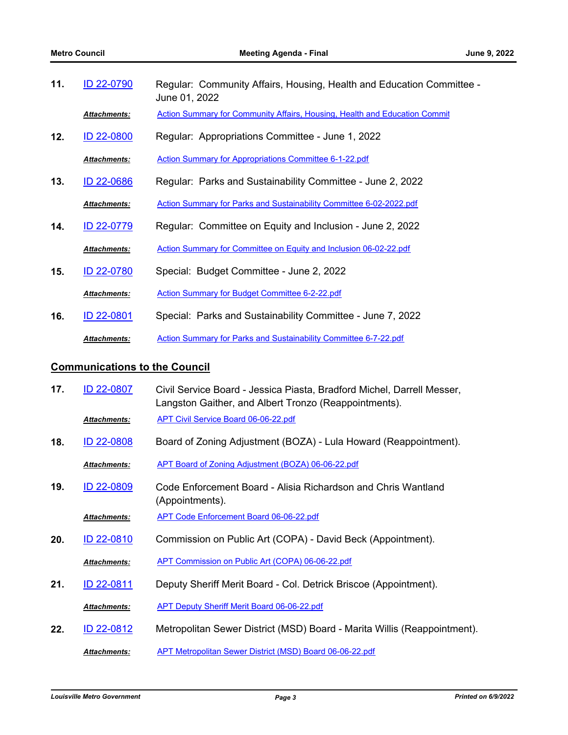11. ID 22-0790 Regular: Community Affairs, Housing, Health and Education Committee - June 01, 2022

    ***Attachments:*** Action Summary for Community Affairs, Housing, Health and Education Commit

12. ID 22-0800 Regular: Appropriations Committee - June 1, 2022

    ***Attachments:*** Action Summary for Appropriations Committee 6-1-22.pdf

13. ID 22-0686 Regular: Parks and Sustainability Committee - June 2, 2022

    ***Attachments:*** Action Summary for Parks and Sustainability Committee 6-02-2022.pdf

14. ID 22-0779 Regular: Committee on Equity and Inclusion - June 2, 2022

    ***Attachments:*** Action Summary for Committee on Equity and Inclusion 06-02-22.pdf

15. ID 22-0780 Special: Budget Committee - June 2, 2022

    ***Attachments:*** Action Summary for Budget Committee 6-2-22.pdf

16. ID 22-0801 Special: Parks and Sustainability Committee - June 7, 2022

    ***Attachments:*** Action Summary for Parks and Sustainability Committee 6-7-22.pdf

## Communications to the Council

17. ID 22-0807 Civil Service Board - Jessica Piasta, Bradford Michel, Darrell Messer, Langston Gaither, and Albert Tronzo (Reappointments).

    ***Attachments:*** APT Civil Service Board 06-06-22.pdf

18. ID 22-0808 Board of Zoning Adjustment (BOZA) - Lula Howard (Reappointment).

    ***Attachments:*** APT Board of Zoning Adjustment (BOZA) 06-06-22.pdf

19. ID 22-0809 Code Enforcement Board - Alisia Richardson and Chris Wantland (Appointments).

    ***Attachments:*** APT Code Enforcement Board 06-06-22.pdf

20. ID 22-0810 Commission on Public Art (COPA) - David Beck (Appointment).

    ***Attachments:*** APT Commission on Public Art (COPA) 06-06-22.pdf

21. ID 22-0811 Deputy Sheriff Merit Board - Col. Detrick Briscoe (Appointment).

    ***Attachments:*** APT Deputy Sheriff Merit Board 06-06-22.pdf

22. ID 22-0812 Metropolitan Sewer District (MSD) Board - Marita Willis (Reappointment).

    ***Attachments:*** APT Metropolitan Sewer District (MSD) Board 06-06-22.pdf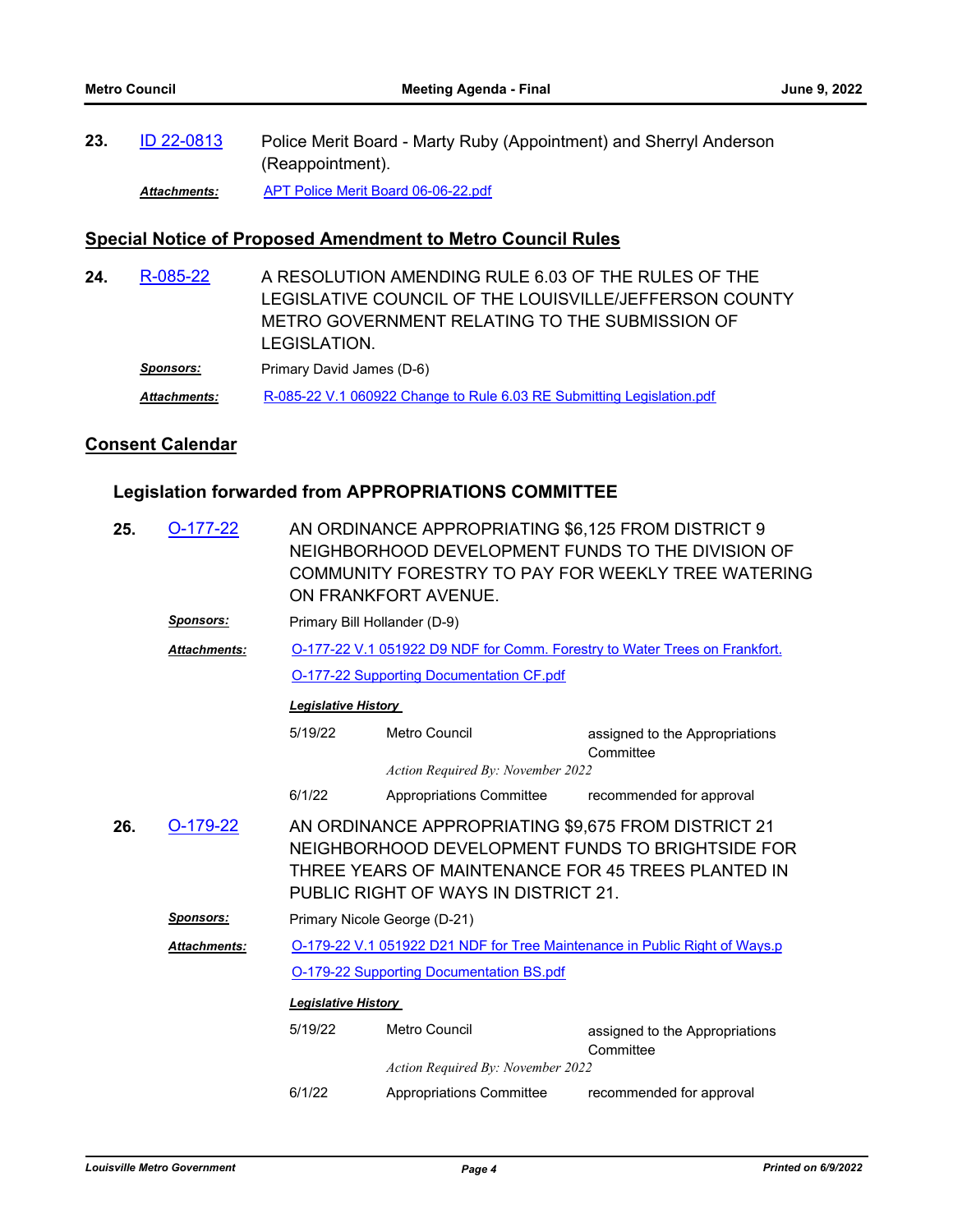**23.** ID 22-0813 — Police Merit Board - Marty Ruby (Appointment) and Sherryl Anderson (Reappointment).

***Attachments:*** APT Police Merit Board 06-06-22.pdf

## Special Notice of Proposed Amendment to Metro Council Rules

**24.** R-085-22 — A RESOLUTION AMENDING RULE 6.03 OF THE RULES OF THE LEGISLATIVE COUNCIL OF THE LOUISVILLE/JEFFERSON COUNTY METRO GOVERNMENT RELATING TO THE SUBMISSION OF LEGISLATION.

***Sponsors:*** Primary David James (D-6)

***Attachments:*** R-085-22 V.1 060922 Change to Rule 6.03 RE Submitting Legislation.pdf

## Consent Calendar

### Legislation forwarded from APPROPRIATIONS COMMITTEE

**25.** O-177-22 — AN ORDINANCE APPROPRIATING $6,125 FROM DISTRICT 9 NEIGHBORHOOD DEVELOPMENT FUNDS TO THE DIVISION OF COMMUNITY FORESTRY TO PAY FOR WEEKLY TREE WATERING ON FRANKFORT AVENUE.

***Sponsors:*** Primary Bill Hollander (D-9)

***Attachments:*** O-177-22 V.1 051922 D9 NDF for Comm. Forestry to Water Trees on Frankfort.

O-177-22 Supporting Documentation CF.pdf

***Legislative History***

| Date | Body | Action |
|---|---|---|
| 5/19/22 | Metro Council | assigned to the Appropriations Committee |
| | *Action Required By: November 2022* | |
| 6/1/22 | Appropriations Committee | recommended for approval |

**26.** O-179-22 — AN ORDINANCE APPROPRIATING $9,675 FROM DISTRICT 21 NEIGHBORHOOD DEVELOPMENT FUNDS TO BRIGHTSIDE FOR THREE YEARS OF MAINTENANCE FOR 45 TREES PLANTED IN PUBLIC RIGHT OF WAYS IN DISTRICT 21.

***Sponsors:*** Primary Nicole George (D-21)

***Attachments:*** O-179-22 V.1 051922 D21 NDF for Tree Maintenance in Public Right of Ways.p

O-179-22 Supporting Documentation BS.pdf

***Legislative History***

| Date | Body | Action |
|---|---|---|
| 5/19/22 | Metro Council | assigned to the Appropriations Committee |
| | *Action Required By: November 2022* | |
| 6/1/22 | Appropriations Committee | recommended for approval |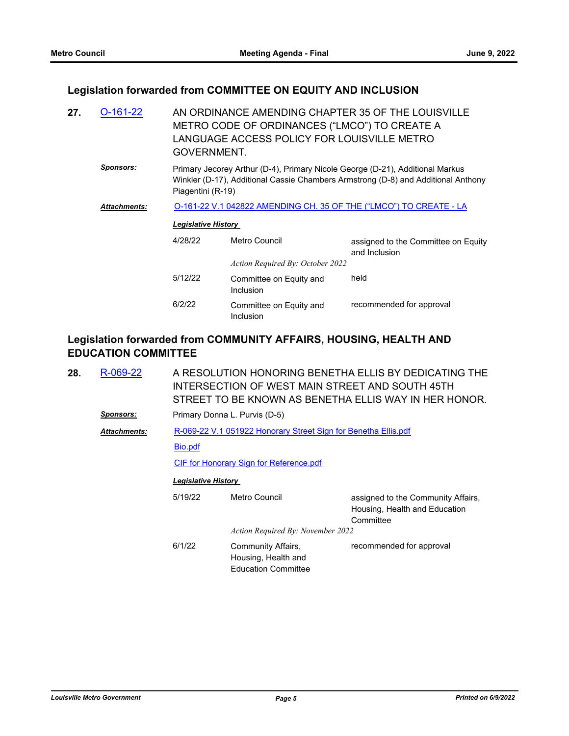## Legislation forwarded from COMMITTEE ON EQUITY AND INCLUSION

**27.** O-161-22 AN ORDINANCE AMENDING CHAPTER 35 OF THE LOUISVILLE METRO CODE OF ORDINANCES ("LMCO") TO CREATE A LANGUAGE ACCESS POLICY FOR LOUISVILLE METRO GOVERNMENT.

***Sponsors:*** Primary Jecorey Arthur (D-4), Primary Nicole George (D-21), Additional Markus Winkler (D-17), Additional Cassie Chambers Armstrong (D-8) and Additional Anthony Piagentini (R-19)

***Attachments:*** O-161-22 V.1 042822 AMENDING CH. 35 OF THE ("LMCO") TO CREATE - LA

***Legislative History***

| Date | Body | Action |
| --- | --- | --- |
| 4/28/22 | Metro Council | assigned to the Committee on Equity and Inclusion |
| | *Action Required By: October 2022* | |
| 5/12/22 | Committee on Equity and Inclusion | held |
| 6/2/22 | Committee on Equity and Inclusion | recommended for approval |

## Legislation forwarded from COMMUNITY AFFAIRS, HOUSING, HEALTH AND EDUCATION COMMITTEE

**28.** R-069-22 A RESOLUTION HONORING BENETHA ELLIS BY DEDICATING THE INTERSECTION OF WEST MAIN STREET AND SOUTH 45TH STREET TO BE KNOWN AS BENETHA ELLIS WAY IN HER HONOR.

***Sponsors:*** Primary Donna L. Purvis (D-5)

***Attachments:*** R-069-22 V.1 051922 Honorary Street Sign for Benetha Ellis.pdf

Bio.pdf

CIF for Honorary Sign for Reference.pdf

***Legislative History***

| Date | Body | Action |
| --- | --- | --- |
| 5/19/22 | Metro Council | assigned to the Community Affairs, Housing, Health and Education Committee |
| | *Action Required By: November 2022* | |
| 6/1/22 | Community Affairs, Housing, Health and Education Committee | recommended for approval |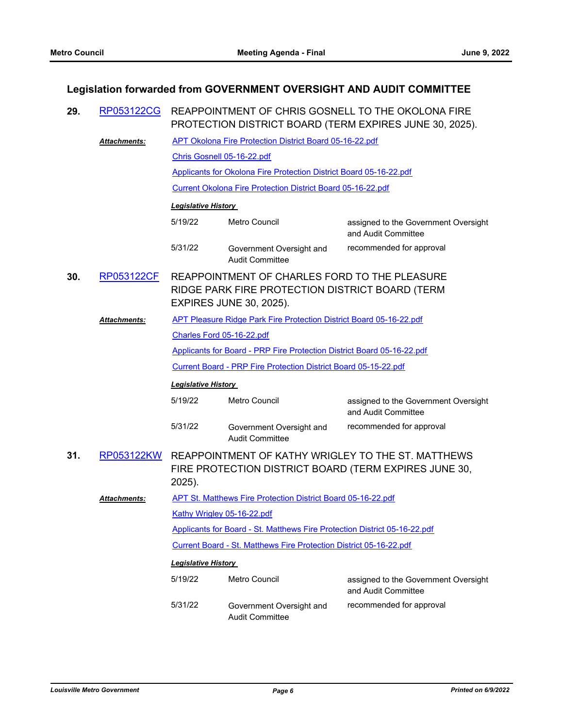## Legislation forwarded from GOVERNMENT OVERSIGHT AND AUDIT COMMITTEE

**29.** RP053122CG REAPPOINTMENT OF CHRIS GOSNELL TO THE OKOLONA FIRE PROTECTION DISTRICT BOARD (TERM EXPIRES JUNE 30, 2025).

***Attachments:***
- APT Okolona Fire Protection District Board 05-16-22.pdf
- Chris Gosnell 05-16-22.pdf
- Applicants for Okolona Fire Protection District Board 05-16-22.pdf
- Current Okolona Fire Protection District Board 05-16-22.pdf

***Legislative History***

| | | |
|---|---|---|
| 5/19/22 | Metro Council | assigned to the Government Oversight and Audit Committee |
| 5/31/22 | Government Oversight and Audit Committee | recommended for approval |

**30.** RP053122CF REAPPOINTMENT OF CHARLES FORD TO THE PLEASURE RIDGE PARK FIRE PROTECTION DISTRICT BOARD (TERM EXPIRES JUNE 30, 2025).

***Attachments:***
- APT Pleasure Ridge Park Fire Protection District Board 05-16-22.pdf
- Charles Ford 05-16-22.pdf
- Applicants for Board - PRP Fire Protection District Board 05-16-22.pdf
- Current Board - PRP Fire Protection District Board 05-15-22.pdf

***Legislative History***

| | | |
|---|---|---|
| 5/19/22 | Metro Council | assigned to the Government Oversight and Audit Committee |
| 5/31/22 | Government Oversight and Audit Committee | recommended for approval |

**31.** RP053122KW REAPPOINTMENT OF KATHY WRIGLEY TO THE ST. MATTHEWS FIRE PROTECTION DISTRICT BOARD (TERM EXPIRES JUNE 30, 2025).

***Attachments:***
- APT St. Matthews Fire Protection District Board 05-16-22.pdf
- Kathy Wrigley 05-16-22.pdf
- Applicants for Board - St. Matthews Fire Protection District 05-16-22.pdf
- Current Board - St. Matthews Fire Protection District 05-16-22.pdf

***Legislative History***

| | | |
|---|---|---|
| 5/19/22 | Metro Council | assigned to the Government Oversight and Audit Committee |
| 5/31/22 | Government Oversight and Audit Committee | recommended for approval |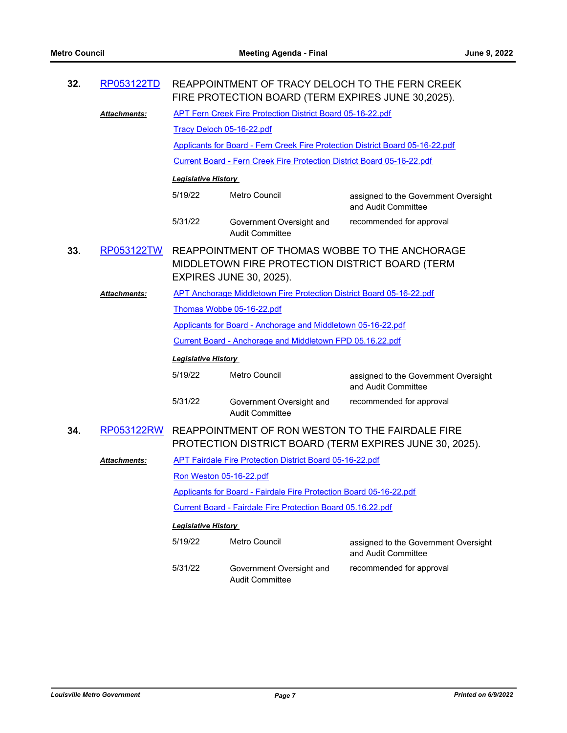**32.** RP053122TD REAPPOINTMENT OF TRACY DELOCH TO THE FERN CREEK FIRE PROTECTION BOARD (TERM EXPIRES JUNE 30,2025).

***Attachments:*** APT Fern Creek Fire Protection District Board 05-16-22.pdf

Tracy Deloch 05-16-22.pdf

Applicants for Board - Fern Creek Fire Protection District Board 05-16-22.pdf

Current Board - Fern Creek Fire Protection District Board 05-16-22.pdf

***Legislative History***

| | | |
|---|---|---|
| 5/19/22 | Metro Council | assigned to the Government Oversight and Audit Committee |
| 5/31/22 | Government Oversight and Audit Committee | recommended for approval |

**33.** RP053122TW REAPPOINTMENT OF THOMAS WOBBE TO THE ANCHORAGE MIDDLETOWN FIRE PROTECTION DISTRICT BOARD (TERM EXPIRES JUNE 30, 2025).

***Attachments:*** APT Anchorage Middletown Fire Protection District Board 05-16-22.pdf

Thomas Wobbe 05-16-22.pdf

Applicants for Board - Anchorage and Middletown 05-16-22.pdf

Current Board - Anchorage and Middletown FPD 05.16.22.pdf

***Legislative History***

| | | |
|---|---|---|
| 5/19/22 | Metro Council | assigned to the Government Oversight and Audit Committee |
| 5/31/22 | Government Oversight and Audit Committee | recommended for approval |

**34.** RP053122RW REAPPOINTMENT OF RON WESTON TO THE FAIRDALE FIRE PROTECTION DISTRICT BOARD (TERM EXPIRES JUNE 30, 2025).

***Attachments:*** APT Fairdale Fire Protection District Board 05-16-22.pdf

Ron Weston 05-16-22.pdf

Applicants for Board - Fairdale Fire Protection Board 05-16-22.pdf

Current Board - Fairdale Fire Protection Board 05.16.22.pdf

***Legislative History***

| | | |
|---|---|---|
| 5/19/22 | Metro Council | assigned to the Government Oversight and Audit Committee |
| 5/31/22 | Government Oversight and Audit Committee | recommended for approval |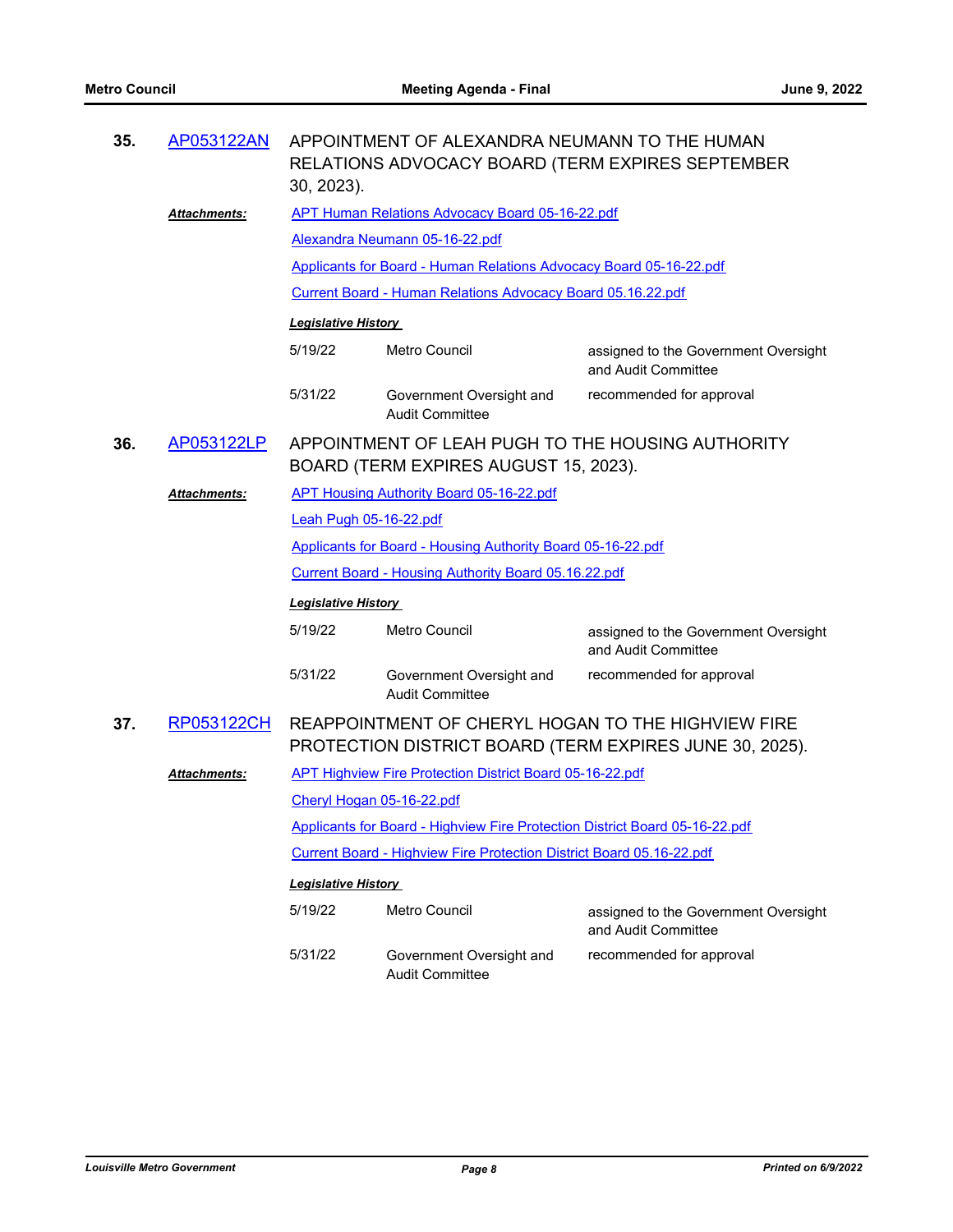**35.** AP053122AN APPOINTMENT OF ALEXANDRA NEUMANN TO THE HUMAN RELATIONS ADVOCACY BOARD (TERM EXPIRES SEPTEMBER 30, 2023).

***Attachments:***

- APT Human Relations Advocacy Board 05-16-22.pdf
- Alexandra Neumann 05-16-22.pdf
- Applicants for Board - Human Relations Advocacy Board 05-16-22.pdf
- Current Board - Human Relations Advocacy Board 05.16.22.pdf

***Legislative History***

| | | |
|---|---|---|
| 5/19/22 | Metro Council | assigned to the Government Oversight and Audit Committee |
| 5/31/22 | Government Oversight and Audit Committee | recommended for approval |

**36.** AP053122LP APPOINTMENT OF LEAH PUGH TO THE HOUSING AUTHORITY BOARD (TERM EXPIRES AUGUST 15, 2023).

***Attachments:***

- APT Housing Authority Board 05-16-22.pdf
- Leah Pugh 05-16-22.pdf
- Applicants for Board - Housing Authority Board 05-16-22.pdf
- Current Board - Housing Authority Board 05.16.22.pdf

***Legislative History***

| | | |
|---|---|---|
| 5/19/22 | Metro Council | assigned to the Government Oversight and Audit Committee |
| 5/31/22 | Government Oversight and Audit Committee | recommended for approval |

**37.** RP053122CH REAPPOINTMENT OF CHERYL HOGAN TO THE HIGHVIEW FIRE PROTECTION DISTRICT BOARD (TERM EXPIRES JUNE 30, 2025).

***Attachments:***

- APT Highview Fire Protection District Board 05-16-22.pdf
- Cheryl Hogan 05-16-22.pdf
- Applicants for Board - Highview Fire Protection District Board 05-16-22.pdf
- Current Board - Highview Fire Protection District Board 05.16-22.pdf

***Legislative History***

| | | |
|---|---|---|
| 5/19/22 | Metro Council | assigned to the Government Oversight and Audit Committee |
| 5/31/22 | Government Oversight and Audit Committee | recommended for approval |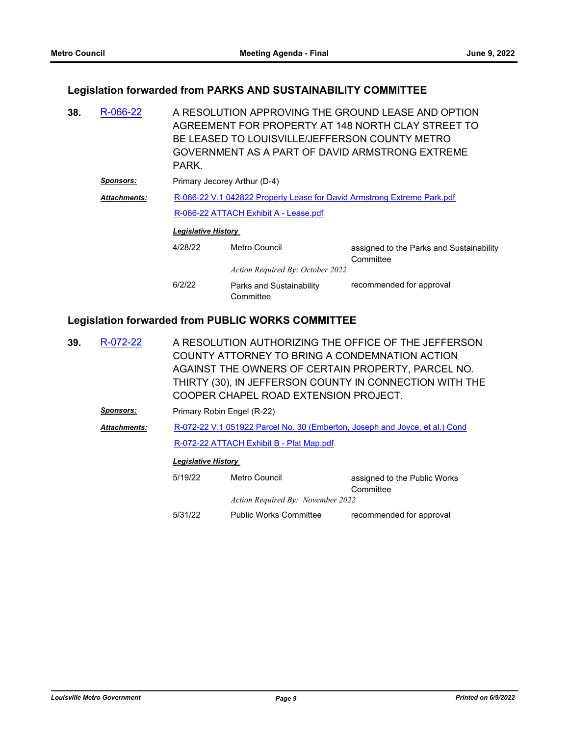## Legislation forwarded from PARKS AND SUSTAINABILITY COMMITTEE

**38.** R-066-22

A RESOLUTION APPROVING THE GROUND LEASE AND OPTION AGREEMENT FOR PROPERTY AT 148 NORTH CLAY STREET TO BE LEASED TO LOUISVILLE/JEFFERSON COUNTY METRO GOVERNMENT AS A PART OF DAVID ARMSTRONG EXTREME PARK.

***Sponsors:*** Primary Jecorey Arthur (D-4)

***Attachments:*** R-066-22 V.1 042822 Property Lease for David Armstrong Extreme Park.pdf

R-066-22 ATTACH Exhibit A - Lease.pdf

***Legislative History***

| | | |
|---|---|---|
| 4/28/22 | Metro Council | assigned to the Parks and Sustainability Committee |
| | *Action Required By: October 2022* | |
| 6/2/22 | Parks and Sustainability Committee | recommended for approval |

## Legislation forwarded from PUBLIC WORKS COMMITTEE

**39.** R-072-22

A RESOLUTION AUTHORIZING THE OFFICE OF THE JEFFERSON COUNTY ATTORNEY TO BRING A CONDEMNATION ACTION AGAINST THE OWNERS OF CERTAIN PROPERTY, PARCEL NO. THIRTY (30), IN JEFFERSON COUNTY IN CONNECTION WITH THE COOPER CHAPEL ROAD EXTENSION PROJECT.

***Sponsors:*** Primary Robin Engel (R-22)

***Attachments:*** R-072-22 V.1 051922 Parcel No. 30 (Emberton, Joseph and Joyce, et al.) Cond

R-072-22 ATTACH Exhibit B - Plat Map.pdf

***Legislative History***

| | | |
|---|---|---|
| 5/19/22 | Metro Council | assigned to the Public Works Committee |
| | *Action Required By: November 2022* | |
| 5/31/22 | Public Works Committee | recommended for approval |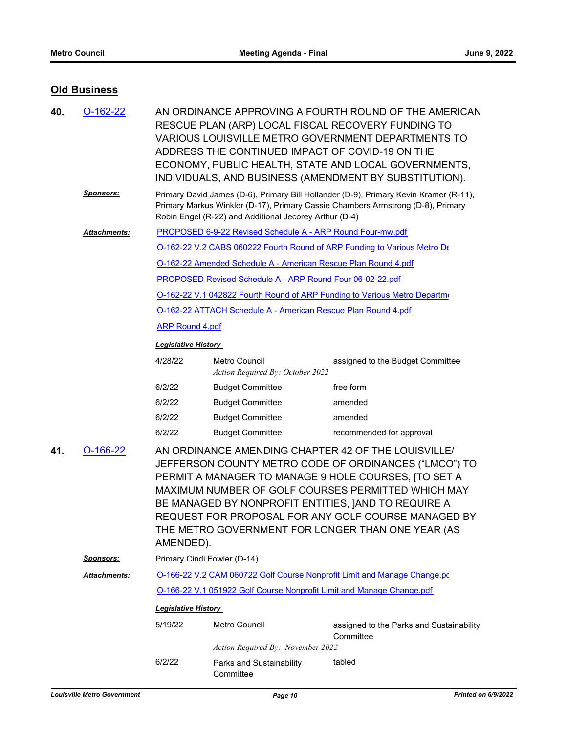## Old Business

**40.** O-162-22

AN ORDINANCE APPROVING A FOURTH ROUND OF THE AMERICAN RESCUE PLAN (ARP) LOCAL FISCAL RECOVERY FUNDING TO VARIOUS LOUISVILLE METRO GOVERNMENT DEPARTMENTS TO ADDRESS THE CONTINUED IMPACT OF COVID-19 ON THE ECONOMY, PUBLIC HEALTH, STATE AND LOCAL GOVERNMENTS, INDIVIDUALS, AND BUSINESS (AMENDMENT BY SUBSTITUTION).

***Sponsors:*** Primary David James (D-6), Primary Bill Hollander (D-9), Primary Kevin Kramer (R-11), Primary Markus Winkler (D-17), Primary Cassie Chambers Armstrong (D-8), Primary Robin Engel (R-22) and Additional Jecorey Arthur (D-4)

***Attachments:***

- PROPOSED 6-9-22 Revised Schedule A - ARP Round Four-mw.pdf
- O-162-22 V.2 CABS 060222 Fourth Round of ARP Funding to Various Metro De
- O-162-22 Amended Schedule A - American Rescue Plan Round 4.pdf
- PROPOSED Revised Schedule A - ARP Round Four 06-02-22.pdf
- O-162-22 V.1 042822 Fourth Round of ARP Funding to Various Metro Departm
- O-162-22 ATTACH Schedule A - American Rescue Plan Round 4.pdf
- ARP Round 4.pdf

***Legislative History***

| | | |
|---|---|---|
| 4/28/22 | Metro Council *Action Required By: October 2022* | assigned to the Budget Committee |
| 6/2/22 | Budget Committee | free form |
| 6/2/22 | Budget Committee | amended |
| 6/2/22 | Budget Committee | amended |
| 6/2/22 | Budget Committee | recommended for approval |

**41.** O-166-22

AN ORDINANCE AMENDING CHAPTER 42 OF THE LOUISVILLE/ JEFFERSON COUNTY METRO CODE OF ORDINANCES ("LMCO") TO PERMIT A MANAGER TO MANAGE 9 HOLE COURSES, [TO SET A MAXIMUM NUMBER OF GOLF COURSES PERMITTED WHICH MAY BE MANAGED BY NONPROFIT ENTITIES, ]AND TO REQUIRE A REQUEST FOR PROPOSAL FOR ANY GOLF COURSE MANAGED BY THE METRO GOVERNMENT FOR LONGER THAN ONE YEAR (AS AMENDED).

***Sponsors:*** Primary Cindi Fowler (D-14)

***Attachments:***

- O-166-22 V.2 CAM 060722 Golf Course Nonprofit Limit and Manage Change.pc
- O-166-22 V.1 051922 Golf Course Nonprofit Limit and Manage Change.pdf

***Legislative History***

| | | |
|---|---|---|
| 5/19/22 | Metro Council *Action Required By: November 2022* | assigned to the Parks and Sustainability Committee |
| 6/2/22 | Parks and Sustainability Committee | tabled |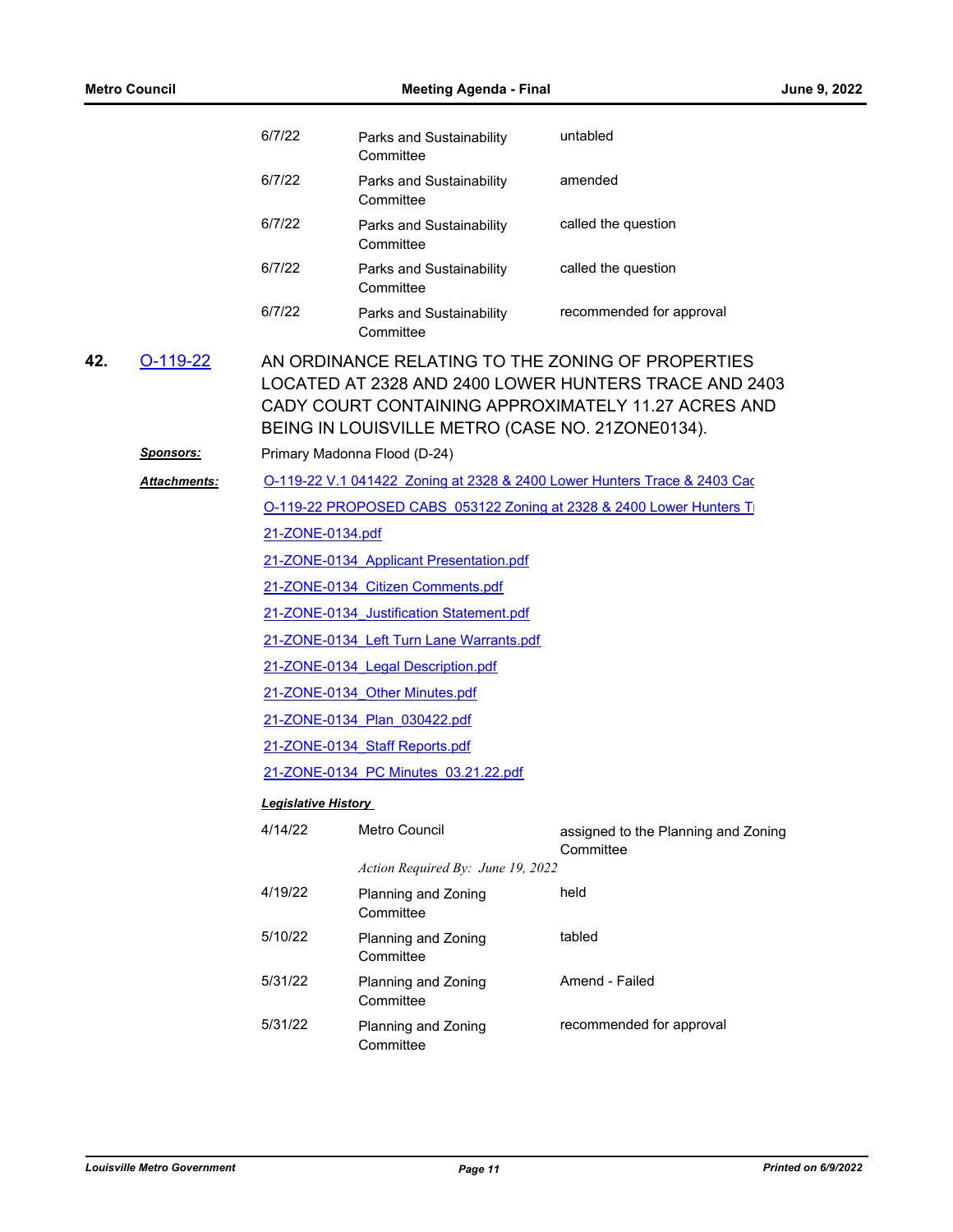| | | |
|---|---|---|
| 6/7/22 | Parks and Sustainability Committee | untabled |
| 6/7/22 | Parks and Sustainability Committee | amended |
| 6/7/22 | Parks and Sustainability Committee | called the question |
| 6/7/22 | Parks and Sustainability Committee | called the question |
| 6/7/22 | Parks and Sustainability Committee | recommended for approval |

**42.** O-119-22 AN ORDINANCE RELATING TO THE ZONING OF PROPERTIES LOCATED AT 2328 AND 2400 LOWER HUNTERS TRACE AND 2403 CADY COURT CONTAINING APPROXIMATELY 11.27 ACRES AND BEING IN LOUISVILLE METRO (CASE NO. 21ZONE0134).

***Sponsors:*** Primary Madonna Flood (D-24)

***Attachments:***
O-119-22 V.1 041422 Zoning at 2328 & 2400 Lower Hunters Trace & 2403 Cac
O-119-22 PROPOSED CABS 053122 Zoning at 2328 & 2400 Lower Hunters Tı
21-ZONE-0134.pdf
21-ZONE-0134 Applicant Presentation.pdf
21-ZONE-0134 Citizen Comments.pdf
21-ZONE-0134_Justification Statement.pdf
21-ZONE-0134 Left Turn Lane Warrants.pdf
21-ZONE-0134 Legal Description.pdf
21-ZONE-0134 Other Minutes.pdf
21-ZONE-0134 Plan 030422.pdf
21-ZONE-0134 Staff Reports.pdf
21-ZONE-0134 PC Minutes 03.21.22.pdf

***Legislative History***

| | | |
|---|---|---|
| 4/14/22 | Metro Council | assigned to the Planning and Zoning Committee |
| | *Action Required By: June 19, 2022* | |
| 4/19/22 | Planning and Zoning Committee | held |
| 5/10/22 | Planning and Zoning Committee | tabled |
| 5/31/22 | Planning and Zoning Committee | Amend - Failed |
| 5/31/22 | Planning and Zoning Committee | recommended for approval |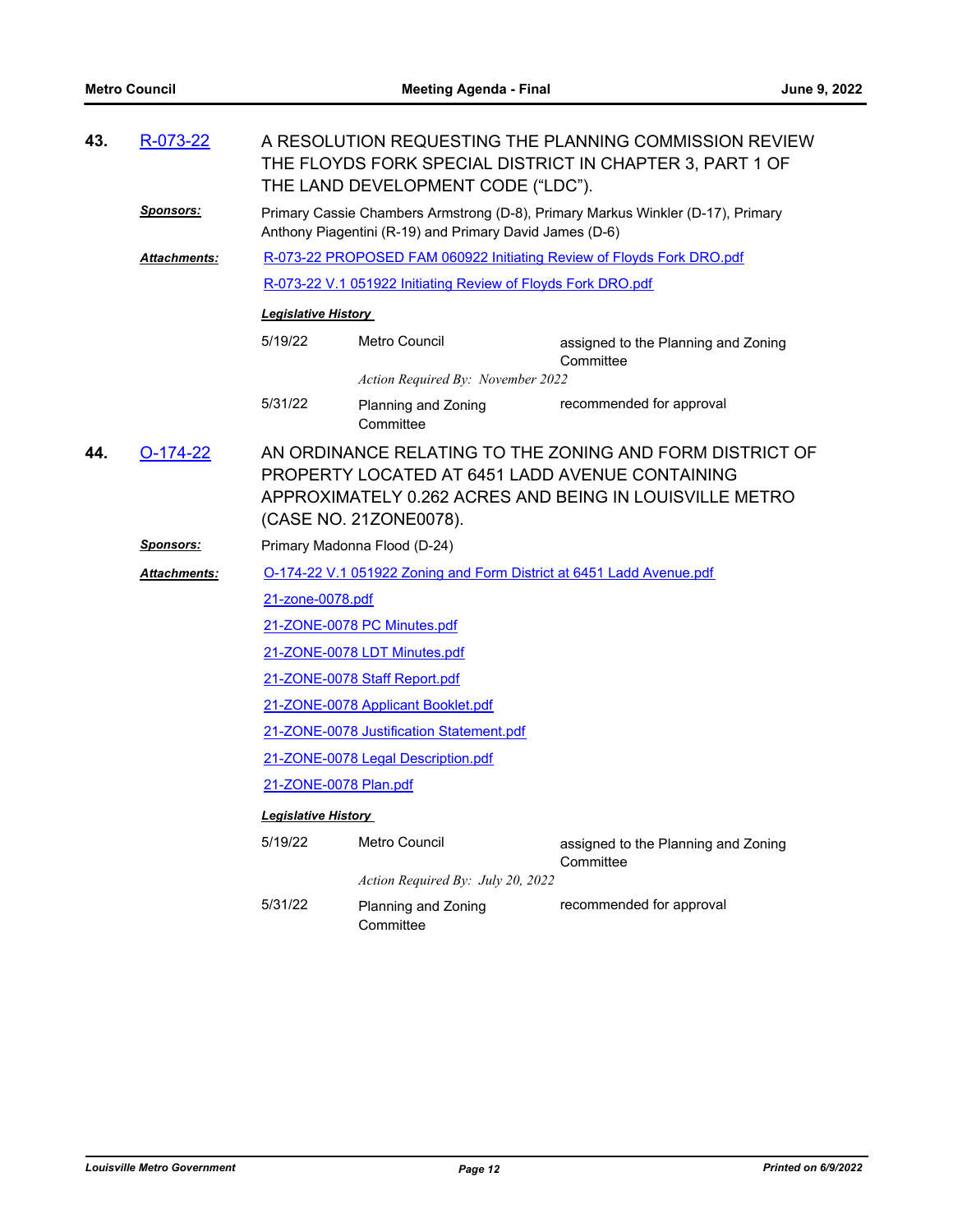**43.** R-073-22 A RESOLUTION REQUESTING THE PLANNING COMMISSION REVIEW THE FLOYDS FORK SPECIAL DISTRICT IN CHAPTER 3, PART 1 OF THE LAND DEVELOPMENT CODE ("LDC").

***Sponsors:*** Primary Cassie Chambers Armstrong (D-8), Primary Markus Winkler (D-17), Primary Anthony Piagentini (R-19) and Primary David James (D-6)

***Attachments:*** R-073-22 PROPOSED FAM 060922 Initiating Review of Floyds Fork DRO.pdf

R-073-22 V.1 051922 Initiating Review of Floyds Fork DRO.pdf

***Legislative History***

| | | |
|---|---|---|
| 5/19/22 | Metro Council | assigned to the Planning and Zoning Committee |
| | *Action Required By: November 2022* | |
| 5/31/22 | Planning and Zoning Committee | recommended for approval |

**44.** O-174-22 AN ORDINANCE RELATING TO THE ZONING AND FORM DISTRICT OF PROPERTY LOCATED AT 6451 LADD AVENUE CONTAINING APPROXIMATELY 0.262 ACRES AND BEING IN LOUISVILLE METRO (CASE NO. 21ZONE0078).

***Sponsors:*** Primary Madonna Flood (D-24)

***Attachments:*** O-174-22 V.1 051922 Zoning and Form District at 6451 Ladd Avenue.pdf

21-zone-0078.pdf

21-ZONE-0078 PC Minutes.pdf

21-ZONE-0078 LDT Minutes.pdf

21-ZONE-0078 Staff Report.pdf

21-ZONE-0078 Applicant Booklet.pdf

21-ZONE-0078 Justification Statement.pdf

21-ZONE-0078 Legal Description.pdf

21-ZONE-0078 Plan.pdf

***Legislative History***

| | | |
|---|---|---|
| 5/19/22 | Metro Council | assigned to the Planning and Zoning Committee |
| | *Action Required By: July 20, 2022* | |
| 5/31/22 | Planning and Zoning Committee | recommended for approval |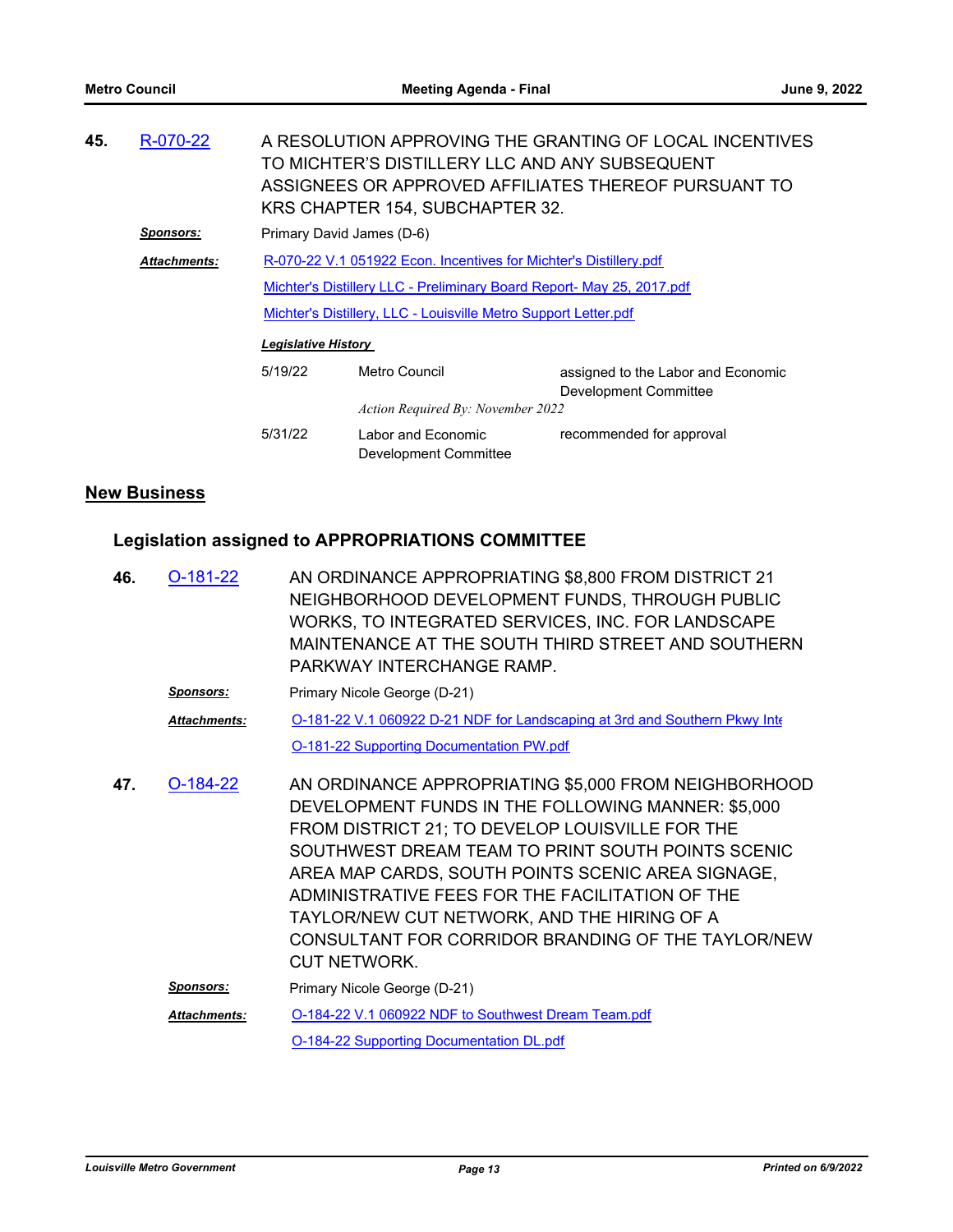**45.** R-070-22

A RESOLUTION APPROVING THE GRANTING OF LOCAL INCENTIVES TO MICHTER'S DISTILLERY LLC AND ANY SUBSEQUENT ASSIGNEES OR APPROVED AFFILIATES THEREOF PURSUANT TO KRS CHAPTER 154, SUBCHAPTER 32.

***Sponsors:*** Primary David James (D-6)

***Attachments:*** R-070-22 V.1 051922 Econ. Incentives for Michter's Distillery.pdf

Michter's Distillery LLC - Preliminary Board Report- May 25, 2017.pdf

Michter's Distillery, LLC - Louisville Metro Support Letter.pdf

***Legislative History***

| | | |
|---|---|---|
| 5/19/22 | Metro Council | assigned to the Labor and Economic Development Committee |
| | *Action Required By: November 2022* | |
| 5/31/22 | Labor and Economic Development Committee | recommended for approval |

## New Business

### Legislation assigned to APPROPRIATIONS COMMITTEE

**46.** O-181-22

AN ORDINANCE APPROPRIATING $8,800 FROM DISTRICT 21 NEIGHBORHOOD DEVELOPMENT FUNDS, THROUGH PUBLIC WORKS, TO INTEGRATED SERVICES, INC. FOR LANDSCAPE MAINTENANCE AT THE SOUTH THIRD STREET AND SOUTHERN PARKWAY INTERCHANGE RAMP.

***Sponsors:*** Primary Nicole George (D-21)

***Attachments:*** O-181-22 V.1 060922 D-21 NDF for Landscaping at 3rd and Southern Pkwy Inte

O-181-22 Supporting Documentation PW.pdf

**47.** O-184-22

AN ORDINANCE APPROPRIATING $5,000 FROM NEIGHBORHOOD DEVELOPMENT FUNDS IN THE FOLLOWING MANNER: $5,000 FROM DISTRICT 21; TO DEVELOP LOUISVILLE FOR THE SOUTHWEST DREAM TEAM TO PRINT SOUTH POINTS SCENIC AREA MAP CARDS, SOUTH POINTS SCENIC AREA SIGNAGE, ADMINISTRATIVE FEES FOR THE FACILITATION OF THE TAYLOR/NEW CUT NETWORK, AND THE HIRING OF A CONSULTANT FOR CORRIDOR BRANDING OF THE TAYLOR/NEW CUT NETWORK.

***Sponsors:*** Primary Nicole George (D-21)

***Attachments:*** O-184-22 V.1 060922 NDF to Southwest Dream Team.pdf

O-184-22 Supporting Documentation DL.pdf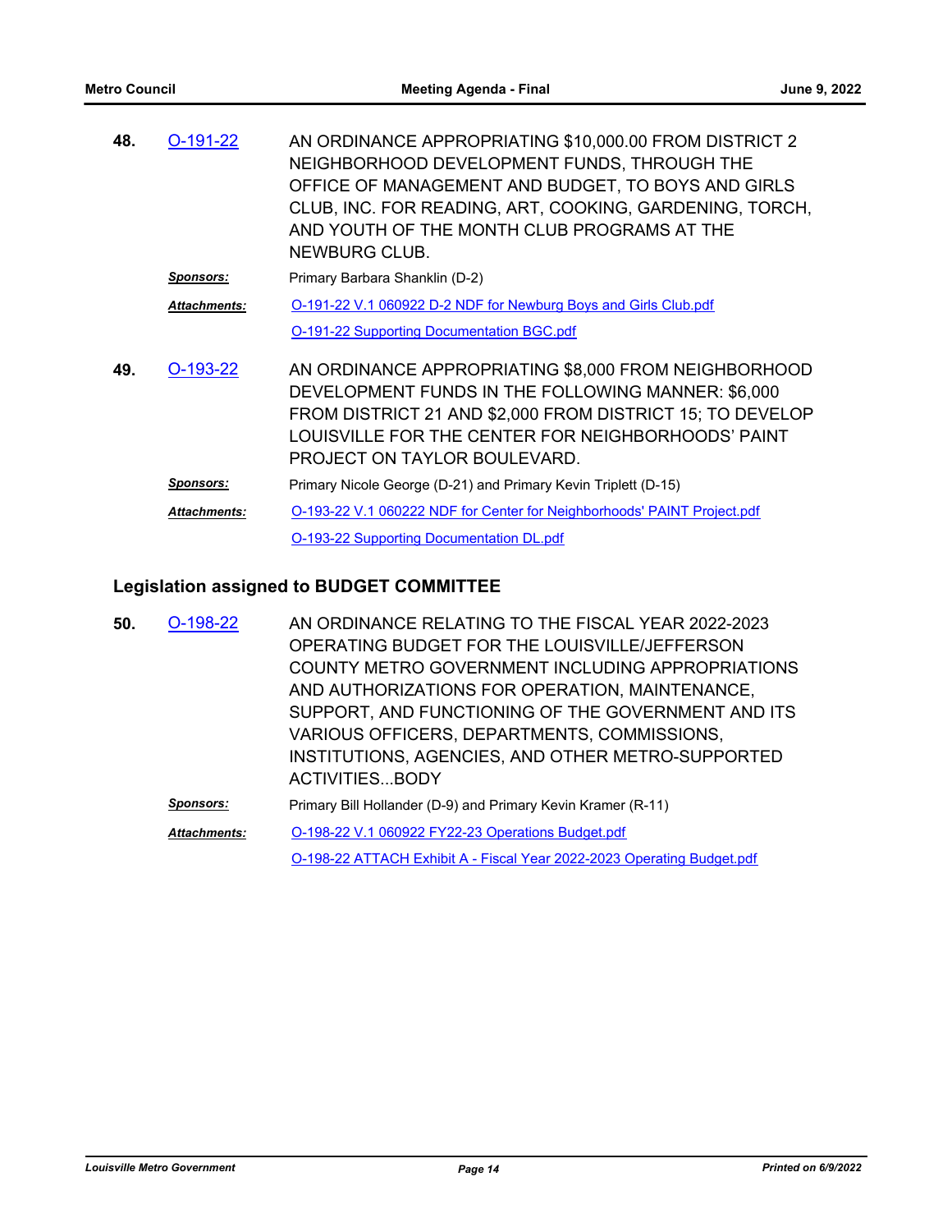**48.** O-191-22

AN ORDINANCE APPROPRIATING $10,000.00 FROM DISTRICT 2 NEIGHBORHOOD DEVELOPMENT FUNDS, THROUGH THE OFFICE OF MANAGEMENT AND BUDGET, TO BOYS AND GIRLS CLUB, INC. FOR READING, ART, COOKING, GARDENING, TORCH, AND YOUTH OF THE MONTH CLUB PROGRAMS AT THE NEWBURG CLUB.

***Sponsors:*** Primary Barbara Shanklin (D-2)

***Attachments:*** O-191-22 V.1 060922 D-2 NDF for Newburg Boys and Girls Club.pdf
O-191-22 Supporting Documentation BGC.pdf

**49.** O-193-22

AN ORDINANCE APPROPRIATING $8,000 FROM NEIGHBORHOOD DEVELOPMENT FUNDS IN THE FOLLOWING MANNER: $6,000 FROM DISTRICT 21 AND $2,000 FROM DISTRICT 15; TO DEVELOP LOUISVILLE FOR THE CENTER FOR NEIGHBORHOODS' PAINT PROJECT ON TAYLOR BOULEVARD.

***Sponsors:*** Primary Nicole George (D-21) and Primary Kevin Triplett (D-15)

***Attachments:*** O-193-22 V.1 060222 NDF for Center for Neighborhoods' PAINT Project.pdf
O-193-22 Supporting Documentation DL.pdf

## Legislation assigned to BUDGET COMMITTEE

**50.** O-198-22

AN ORDINANCE RELATING TO THE FISCAL YEAR 2022-2023 OPERATING BUDGET FOR THE LOUISVILLE/JEFFERSON COUNTY METRO GOVERNMENT INCLUDING APPROPRIATIONS AND AUTHORIZATIONS FOR OPERATION, MAINTENANCE, SUPPORT, AND FUNCTIONING OF THE GOVERNMENT AND ITS VARIOUS OFFICERS, DEPARTMENTS, COMMISSIONS, INSTITUTIONS, AGENCIES, AND OTHER METRO-SUPPORTED ACTIVITIES...BODY

***Sponsors:*** Primary Bill Hollander (D-9) and Primary Kevin Kramer (R-11)

***Attachments:*** O-198-22 V.1 060922 FY22-23 Operations Budget.pdf
O-198-22 ATTACH Exhibit A - Fiscal Year 2022-2023 Operating Budget.pdf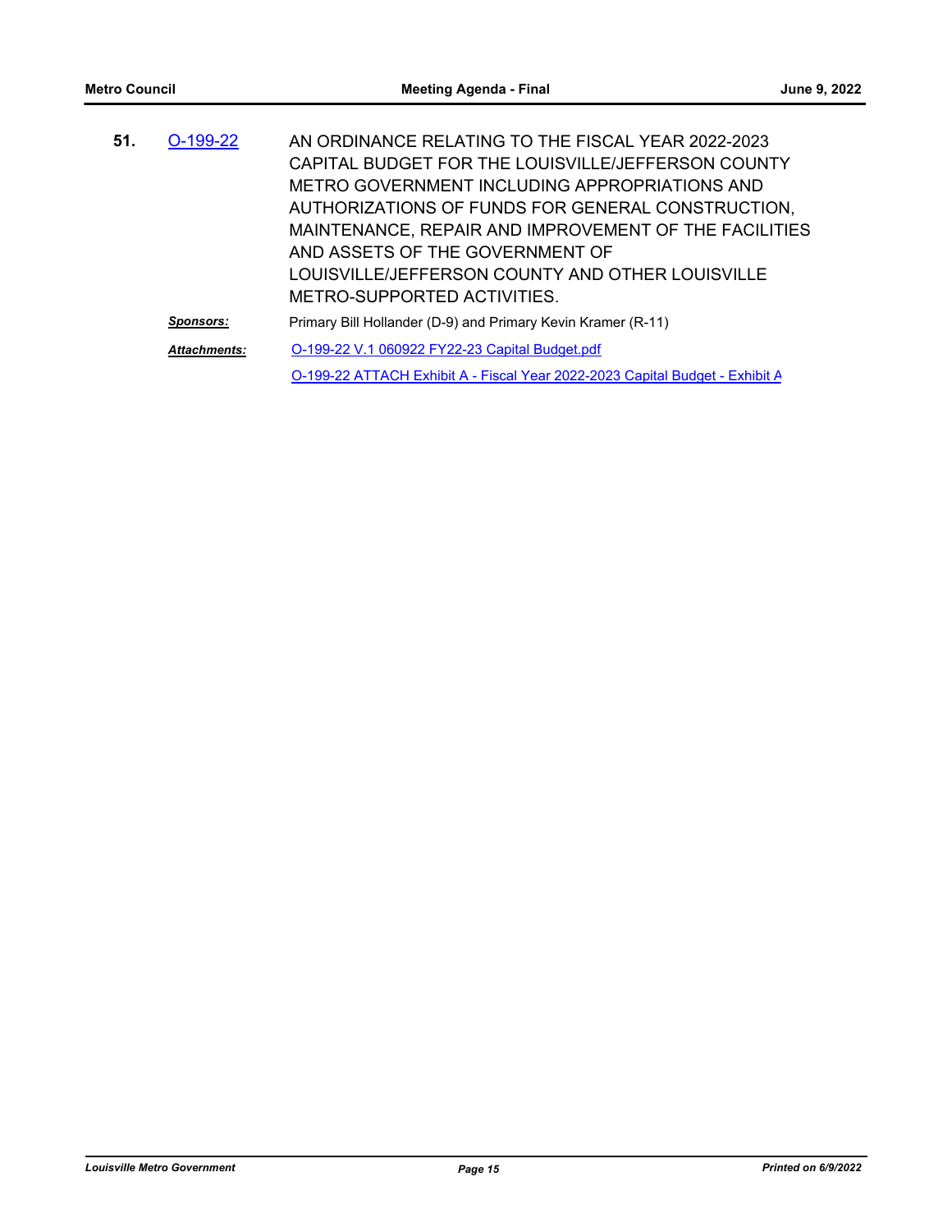**51.** O-199-22

AN ORDINANCE RELATING TO THE FISCAL YEAR 2022-2023 CAPITAL BUDGET FOR THE LOUISVILLE/JEFFERSON COUNTY METRO GOVERNMENT INCLUDING APPROPRIATIONS AND AUTHORIZATIONS OF FUNDS FOR GENERAL CONSTRUCTION, MAINTENANCE, REPAIR AND IMPROVEMENT OF THE FACILITIES AND ASSETS OF THE GOVERNMENT OF LOUISVILLE/JEFFERSON COUNTY AND OTHER LOUISVILLE METRO-SUPPORTED ACTIVITIES.

***Sponsors:*** Primary Bill Hollander (D-9) and Primary Kevin Kramer (R-11)

***Attachments:*** O-199-22 V.1 060922 FY22-23 Capital Budget.pdf

O-199-22 ATTACH Exhibit A - Fiscal Year 2022-2023 Capital Budget - Exhibit A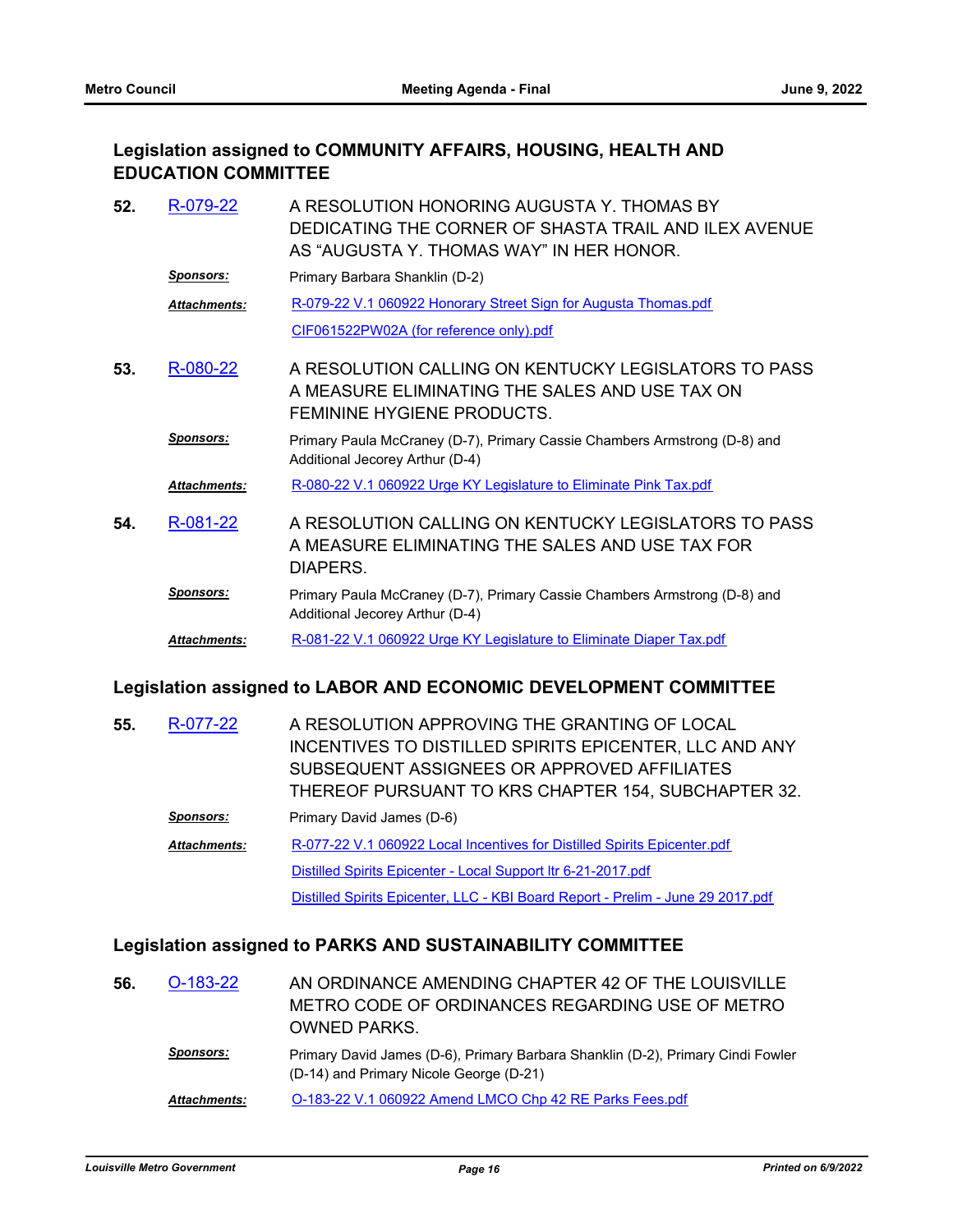## Legislation assigned to COMMUNITY AFFAIRS, HOUSING, HEALTH AND EDUCATION COMMITTEE

**52.** R-079-22

A RESOLUTION HONORING AUGUSTA Y. THOMAS BY DEDICATING THE CORNER OF SHASTA TRAIL AND ILEX AVENUE AS "AUGUSTA Y. THOMAS WAY" IN HER HONOR.

***Sponsors:*** Primary Barbara Shanklin (D-2)

***Attachments:*** R-079-22 V.1 060922 Honorary Street Sign for Augusta Thomas.pdf

CIF061522PW02A (for reference only).pdf

**53.** R-080-22

A RESOLUTION CALLING ON KENTUCKY LEGISLATORS TO PASS A MEASURE ELIMINATING THE SALES AND USE TAX ON FEMININE HYGIENE PRODUCTS.

***Sponsors:*** Primary Paula McCraney (D-7), Primary Cassie Chambers Armstrong (D-8) and Additional Jecorey Arthur (D-4)

***Attachments:*** R-080-22 V.1 060922 Urge KY Legislature to Eliminate Pink Tax.pdf

**54.** R-081-22

A RESOLUTION CALLING ON KENTUCKY LEGISLATORS TO PASS A MEASURE ELIMINATING THE SALES AND USE TAX FOR DIAPERS.

***Sponsors:*** Primary Paula McCraney (D-7), Primary Cassie Chambers Armstrong (D-8) and Additional Jecorey Arthur (D-4)

***Attachments:*** R-081-22 V.1 060922 Urge KY Legislature to Eliminate Diaper Tax.pdf

## Legislation assigned to LABOR AND ECONOMIC DEVELOPMENT COMMITTEE

**55.** R-077-22

A RESOLUTION APPROVING THE GRANTING OF LOCAL INCENTIVES TO DISTILLED SPIRITS EPICENTER, LLC AND ANY SUBSEQUENT ASSIGNEES OR APPROVED AFFILIATES THEREOF PURSUANT TO KRS CHAPTER 154, SUBCHAPTER 32.

***Sponsors:*** Primary David James (D-6)

***Attachments:*** R-077-22 V.1 060922 Local Incentives for Distilled Spirits Epicenter.pdf

Distilled Spirits Epicenter - Local Support ltr 6-21-2017.pdf

Distilled Spirits Epicenter, LLC - KBI Board Report - Prelim - June 29 2017.pdf

## Legislation assigned to PARKS AND SUSTAINABILITY COMMITTEE

**56.** O-183-22

AN ORDINANCE AMENDING CHAPTER 42 OF THE LOUISVILLE METRO CODE OF ORDINANCES REGARDING USE OF METRO OWNED PARKS.

***Sponsors:*** Primary David James (D-6), Primary Barbara Shanklin (D-2), Primary Cindi Fowler (D-14) and Primary Nicole George (D-21)

***Attachments:*** O-183-22 V.1 060922 Amend LMCO Chp 42 RE Parks Fees.pdf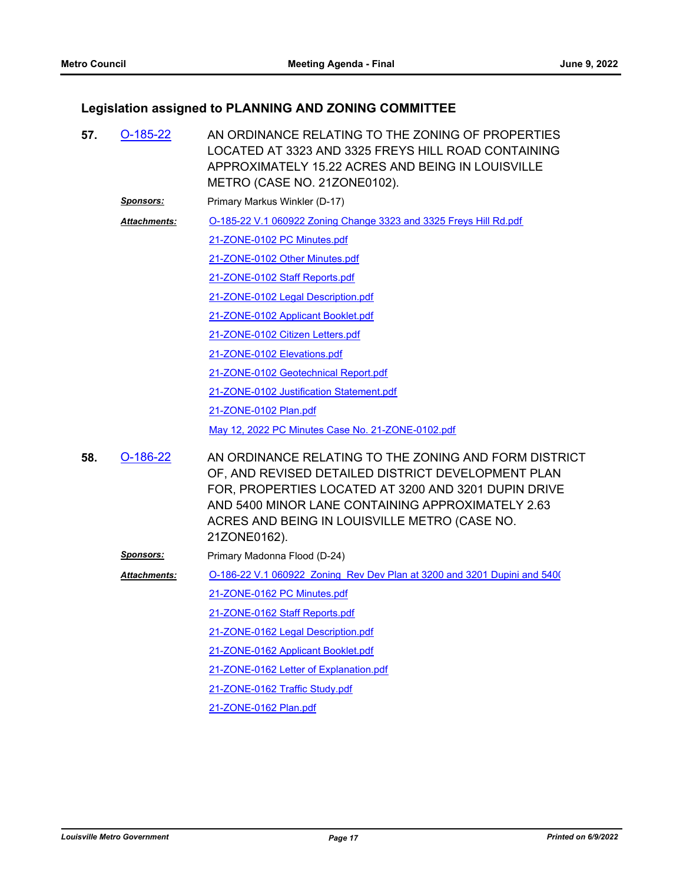## Legislation assigned to PLANNING AND ZONING COMMITTEE

**57.** O-185-22

AN ORDINANCE RELATING TO THE ZONING OF PROPERTIES LOCATED AT 3323 AND 3325 FREYS HILL ROAD CONTAINING APPROXIMATELY 15.22 ACRES AND BEING IN LOUISVILLE METRO (CASE NO. 21ZONE0102).

***Sponsors:*** Primary Markus Winkler (D-17)

***Attachments:***
- O-185-22 V.1 060922 Zoning Change 3323 and 3325 Freys Hill Rd.pdf
- 21-ZONE-0102 PC Minutes.pdf
- 21-ZONE-0102 Other Minutes.pdf
- 21-ZONE-0102 Staff Reports.pdf
- 21-ZONE-0102 Legal Description.pdf
- 21-ZONE-0102 Applicant Booklet.pdf
- 21-ZONE-0102 Citizen Letters.pdf
- 21-ZONE-0102 Elevations.pdf
- 21-ZONE-0102 Geotechnical Report.pdf
- 21-ZONE-0102 Justification Statement.pdf
- 21-ZONE-0102 Plan.pdf
- May 12, 2022 PC Minutes Case No. 21-ZONE-0102.pdf

**58.** O-186-22

AN ORDINANCE RELATING TO THE ZONING AND FORM DISTRICT OF, AND REVISED DETAILED DISTRICT DEVELOPMENT PLAN FOR, PROPERTIES LOCATED AT 3200 AND 3201 DUPIN DRIVE AND 5400 MINOR LANE CONTAINING APPROXIMATELY 2.63 ACRES AND BEING IN LOUISVILLE METRO (CASE NO. 21ZONE0162).

***Sponsors:*** Primary Madonna Flood (D-24)

***Attachments:***
- O-186-22 V.1 060922 Zoning Rev Dev Plan at 3200 and 3201 Dupini and 540(
- 21-ZONE-0162 PC Minutes.pdf
- 21-ZONE-0162 Staff Reports.pdf
- 21-ZONE-0162 Legal Description.pdf
- 21-ZONE-0162 Applicant Booklet.pdf
- 21-ZONE-0162 Letter of Explanation.pdf
- 21-ZONE-0162 Traffic Study.pdf
- 21-ZONE-0162 Plan.pdf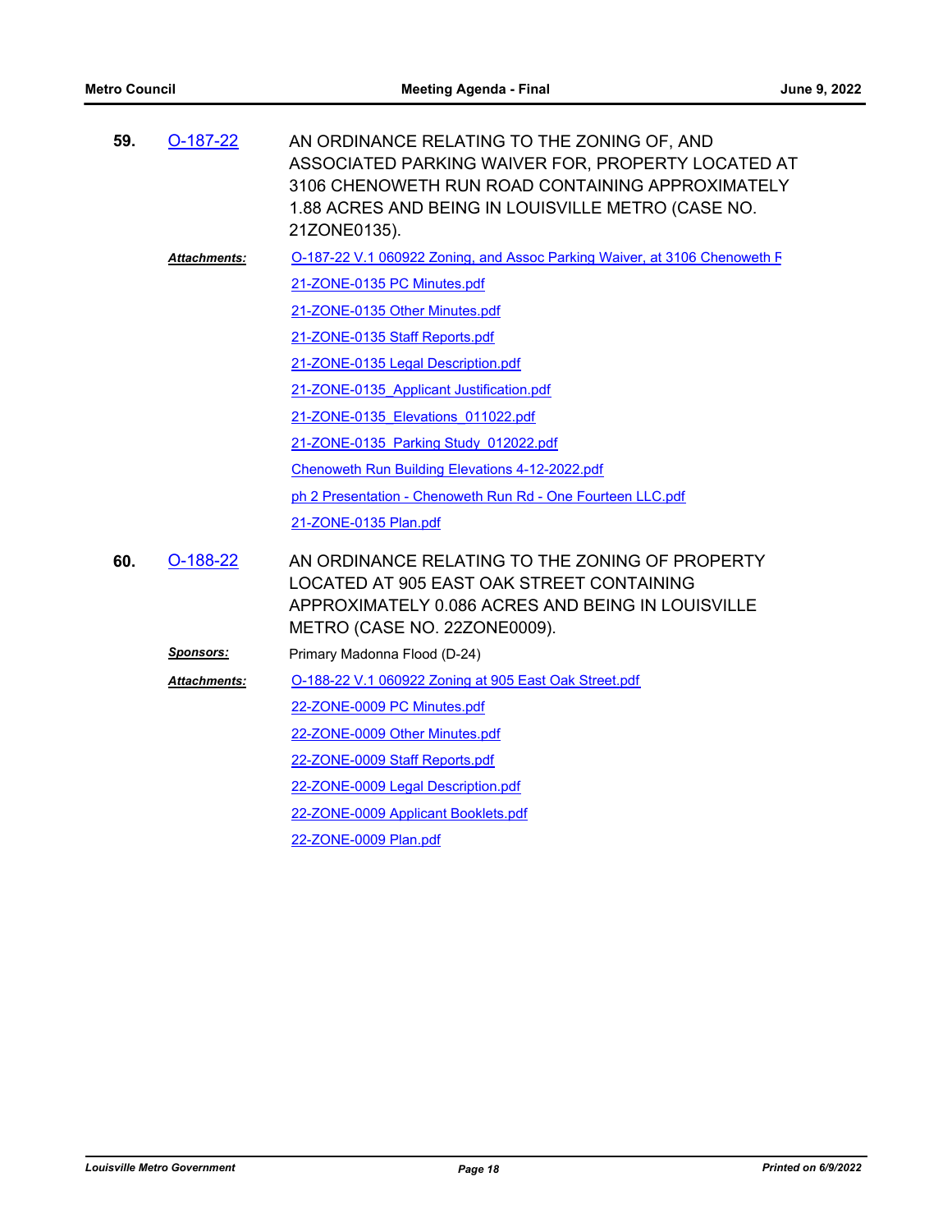**59.** O-187-22

AN ORDINANCE RELATING TO THE ZONING OF, AND ASSOCIATED PARKING WAIVER FOR, PROPERTY LOCATED AT 3106 CHENOWETH RUN ROAD CONTAINING APPROXIMATELY 1.88 ACRES AND BEING IN LOUISVILLE METRO (CASE NO. 21ZONE0135).

***Attachments:***
- O-187-22 V.1 060922 Zoning, and Assoc Parking Waiver, at 3106 Chenoweth F
- 21-ZONE-0135 PC Minutes.pdf
- 21-ZONE-0135 Other Minutes.pdf
- 21-ZONE-0135 Staff Reports.pdf
- 21-ZONE-0135 Legal Description.pdf
- 21-ZONE-0135_Applicant Justification.pdf
- 21-ZONE-0135_Elevations_011022.pdf
- 21-ZONE-0135_Parking Study_012022.pdf
- Chenoweth Run Building Elevations 4-12-2022.pdf
- ph 2 Presentation - Chenoweth Run Rd - One Fourteen LLC.pdf
- 21-ZONE-0135 Plan.pdf

**60.** O-188-22

AN ORDINANCE RELATING TO THE ZONING OF PROPERTY LOCATED AT 905 EAST OAK STREET CONTAINING APPROXIMATELY 0.086 ACRES AND BEING IN LOUISVILLE METRO (CASE NO. 22ZONE0009).

***Sponsors:*** Primary Madonna Flood (D-24)

***Attachments:***
- O-188-22 V.1 060922 Zoning at 905 East Oak Street.pdf
- 22-ZONE-0009 PC Minutes.pdf
- 22-ZONE-0009 Other Minutes.pdf
- 22-ZONE-0009 Staff Reports.pdf
- 22-ZONE-0009 Legal Description.pdf
- 22-ZONE-0009 Applicant Booklets.pdf
- 22-ZONE-0009 Plan.pdf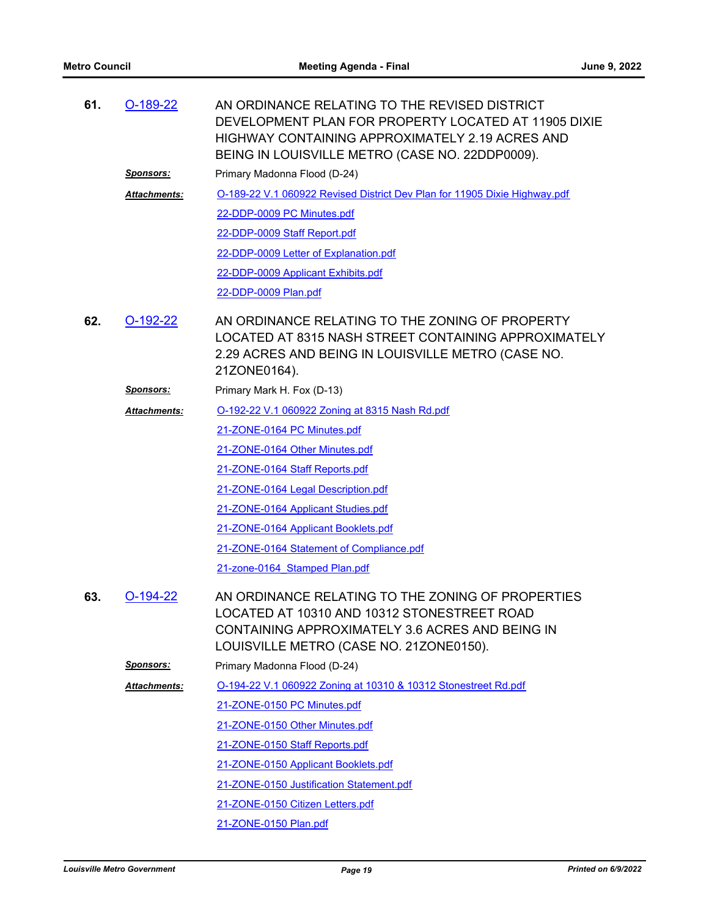**61.** O-189-22

AN ORDINANCE RELATING TO THE REVISED DISTRICT DEVELOPMENT PLAN FOR PROPERTY LOCATED AT 11905 DIXIE HIGHWAY CONTAINING APPROXIMATELY 2.19 ACRES AND BEING IN LOUISVILLE METRO (CASE NO. 22DDP0009).

***Sponsors:*** Primary Madonna Flood (D-24)

***Attachments:*** O-189-22 V.1 060922 Revised District Dev Plan for 11905 Dixie Highway.pdf
22-DDP-0009 PC Minutes.pdf
22-DDP-0009 Staff Report.pdf
22-DDP-0009 Letter of Explanation.pdf
22-DDP-0009 Applicant Exhibits.pdf
22-DDP-0009 Plan.pdf

**62.** O-192-22

AN ORDINANCE RELATING TO THE ZONING OF PROPERTY LOCATED AT 8315 NASH STREET CONTAINING APPROXIMATELY 2.29 ACRES AND BEING IN LOUISVILLE METRO (CASE NO. 21ZONE0164).

***Sponsors:*** Primary Mark H. Fox (D-13)

***Attachments:*** O-192-22 V.1 060922 Zoning at 8315 Nash Rd.pdf
21-ZONE-0164 PC Minutes.pdf
21-ZONE-0164 Other Minutes.pdf
21-ZONE-0164 Staff Reports.pdf
21-ZONE-0164 Legal Description.pdf
21-ZONE-0164 Applicant Studies.pdf
21-ZONE-0164 Applicant Booklets.pdf
21-ZONE-0164 Statement of Compliance.pdf
21-zone-0164_Stamped Plan.pdf

**63.** O-194-22

AN ORDINANCE RELATING TO THE ZONING OF PROPERTIES LOCATED AT 10310 AND 10312 STONESTREET ROAD CONTAINING APPROXIMATELY 3.6 ACRES AND BEING IN LOUISVILLE METRO (CASE NO. 21ZONE0150).

***Sponsors:*** Primary Madonna Flood (D-24)

***Attachments:*** O-194-22 V.1 060922 Zoning at 10310 & 10312 Stonestreet Rd.pdf
21-ZONE-0150 PC Minutes.pdf
21-ZONE-0150 Other Minutes.pdf
21-ZONE-0150 Staff Reports.pdf
21-ZONE-0150 Applicant Booklets.pdf
21-ZONE-0150 Justification Statement.pdf
21-ZONE-0150 Citizen Letters.pdf
21-ZONE-0150 Plan.pdf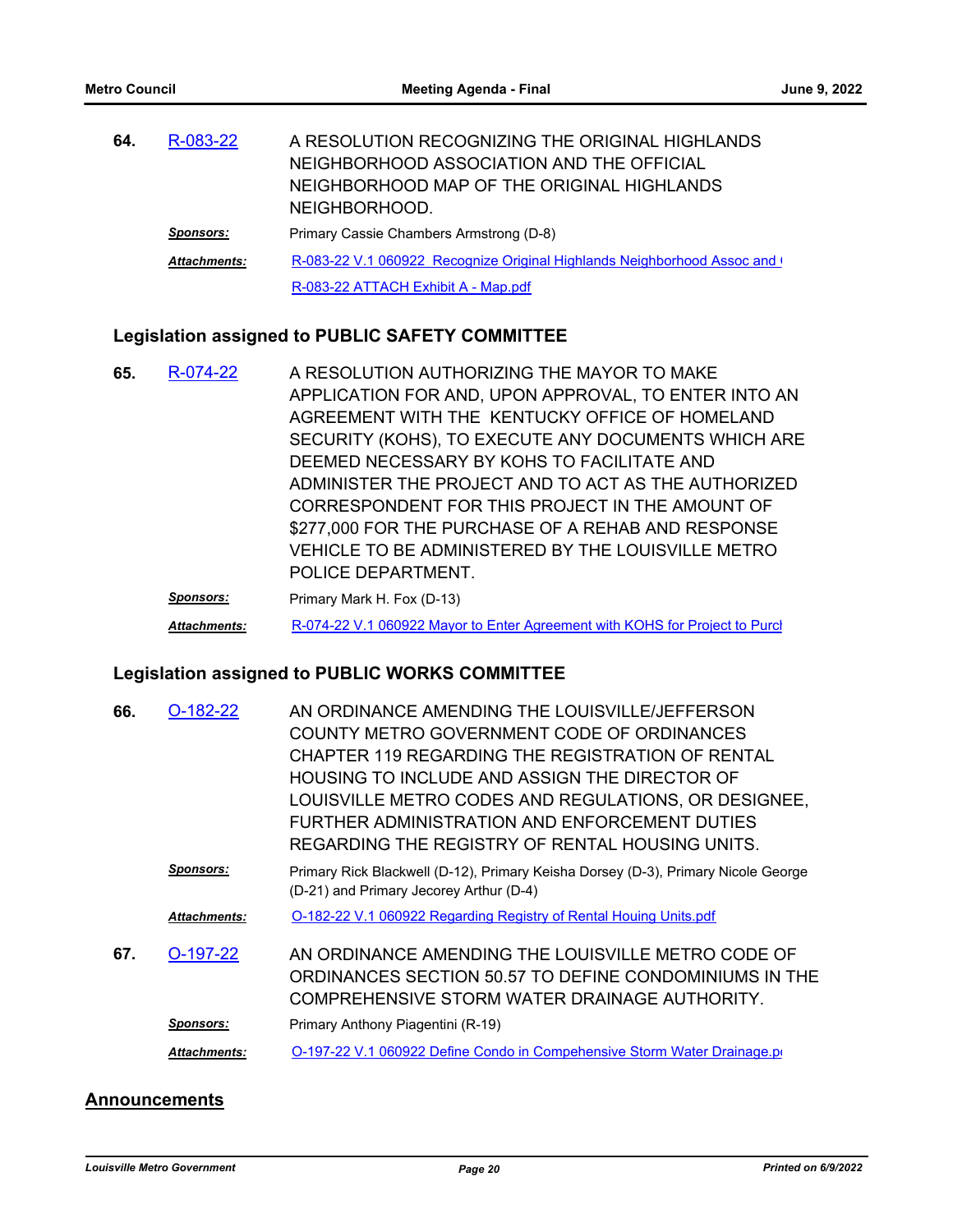**64.** R-083-22 A RESOLUTION RECOGNIZING THE ORIGINAL HIGHLANDS NEIGHBORHOOD ASSOCIATION AND THE OFFICIAL NEIGHBORHOOD MAP OF THE ORIGINAL HIGHLANDS NEIGHBORHOOD.

***Sponsors:*** Primary Cassie Chambers Armstrong (D-8)

***Attachments:*** R-083-22 V.1 060922 Recognize Original Highlands Neighborhood Assoc and (

R-083-22 ATTACH Exhibit A - Map.pdf

### Legislation assigned to PUBLIC SAFETY COMMITTEE

**65.** R-074-22 A RESOLUTION AUTHORIZING THE MAYOR TO MAKE APPLICATION FOR AND, UPON APPROVAL, TO ENTER INTO AN AGREEMENT WITH THE KENTUCKY OFFICE OF HOMELAND SECURITY (KOHS), TO EXECUTE ANY DOCUMENTS WHICH ARE DEEMED NECESSARY BY KOHS TO FACILITATE AND ADMINISTER THE PROJECT AND TO ACT AS THE AUTHORIZED CORRESPONDENT FOR THIS PROJECT IN THE AMOUNT OF $277,000 FOR THE PURCHASE OF A REHAB AND RESPONSE VEHICLE TO BE ADMINISTERED BY THE LOUISVILLE METRO POLICE DEPARTMENT.

***Sponsors:*** Primary Mark H. Fox (D-13)

***Attachments:*** R-074-22 V.1 060922 Mayor to Enter Agreement with KOHS for Project to Purcl

### Legislation assigned to PUBLIC WORKS COMMITTEE

**66.** O-182-22 AN ORDINANCE AMENDING THE LOUISVILLE/JEFFERSON COUNTY METRO GOVERNMENT CODE OF ORDINANCES CHAPTER 119 REGARDING THE REGISTRATION OF RENTAL HOUSING TO INCLUDE AND ASSIGN THE DIRECTOR OF LOUISVILLE METRO CODES AND REGULATIONS, OR DESIGNEE, FURTHER ADMINISTRATION AND ENFORCEMENT DUTIES REGARDING THE REGISTRY OF RENTAL HOUSING UNITS.

***Sponsors:*** Primary Rick Blackwell (D-12), Primary Keisha Dorsey (D-3), Primary Nicole George (D-21) and Primary Jecorey Arthur (D-4)

***Attachments:*** O-182-22 V.1 060922 Regarding Registry of Rental Houing Units.pdf

**67.** O-197-22 AN ORDINANCE AMENDING THE LOUISVILLE METRO CODE OF ORDINANCES SECTION 50.57 TO DEFINE CONDOMINIUMS IN THE COMPREHENSIVE STORM WATER DRAINAGE AUTHORITY.

***Sponsors:*** Primary Anthony Piagentini (R-19)

***Attachments:*** O-197-22 V.1 060922 Define Condo in Compehensive Storm Water Drainage.p

## Announcements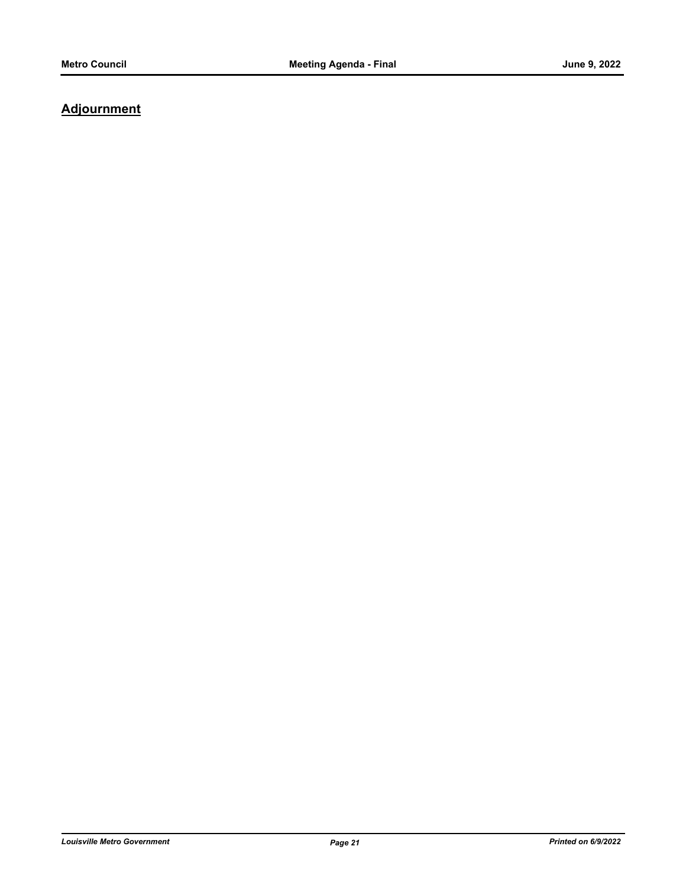## Adjournment